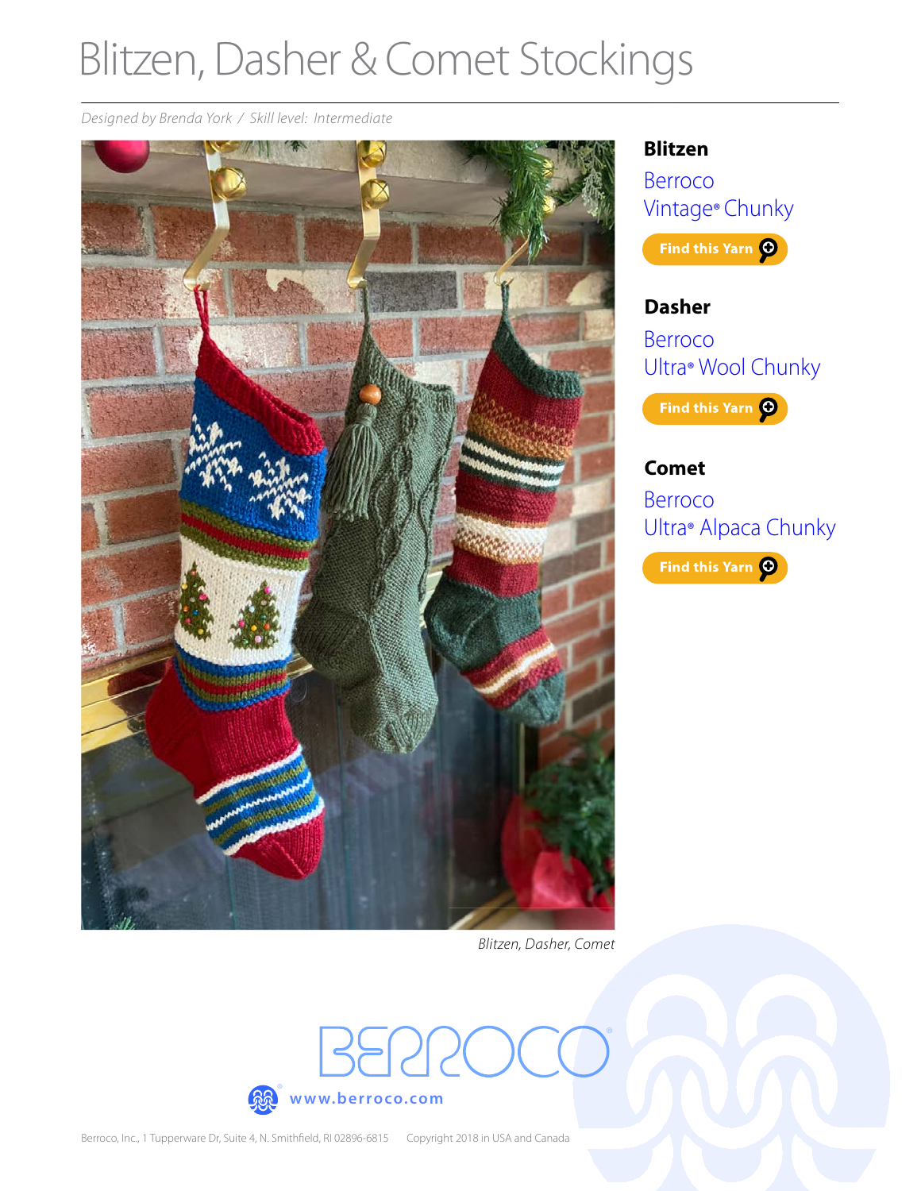# Blitzen, Dasher & Comet Stockings

*Designed by Brenda York / Skill level: Intermediate*

*Blitzen, Dasher, Comet*

**Blitzen**

Berroco Vintage® Chunky

Find this Yarn

**Dasher**

Berroco Ultra® Wool Chunky

Find this Yarn

**Comet**

Berroco Ultra® Alpaca Chunky

Find this Yarn

BERROCO®

www.berroco.com

Berroco, Inc., 1 Tupperware Dr, Suite 4, N. Smithfield, RI 02896-6815 Copyright 2018 in USA and Canada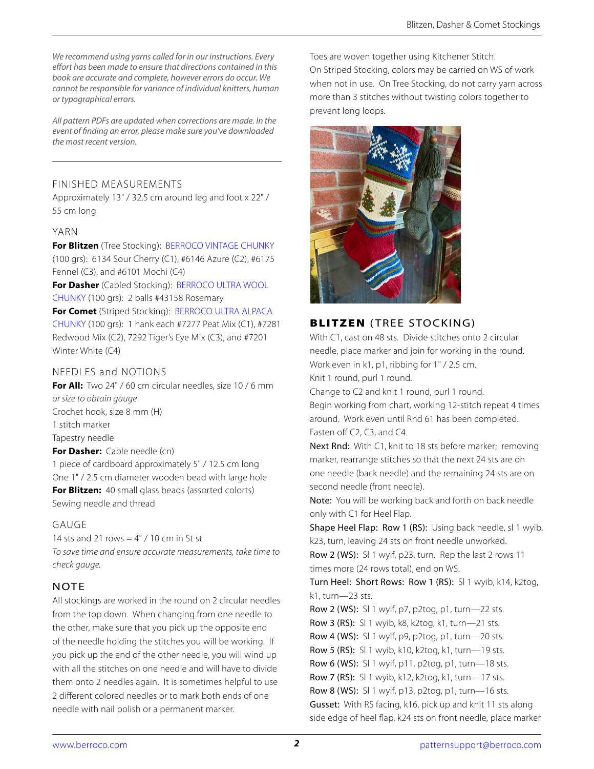*We recommend using yarns called for in our instructions. Every effort has been made to ensure that directions contained in this book are accurate and complete, however errors do occur. We cannot be responsible for variance of individual knitters, human or typographical errors.*

*All pattern PDFs are updated when corrections are made. In the event of finding an error, please make sure you've downloaded the most recent version.*

## FINISHED MEASUREMENTS

Approximately 13" / 32.5 cm around leg and foot x 22" / 55 cm long

## YARN

**For Blitzen** (Tree Stocking): BERROCO VINTAGE CHUNKY (100 grs): 6134 Sour Cherry (C1), #6146 Azure (C2), #6175 Fennel (C3), and #6101 Mochi (C4)

**For Dasher** (Cabled Stocking): BERROCO ULTRA WOOL CHUNKY (100 grs): 2 balls #43158 Rosemary

**For Comet** (Striped Stocking): BERROCO ULTRA ALPACA CHUNKY (100 grs): 1 hank each #7277 Peat Mix (C1), #7281 Redwood Mix (C2), 7292 Tiger's Eye Mix (C3), and #7201 Winter White (C4)

## NEEDLES and NOTIONS

**For All:** Two 24" / 60 cm circular needles, size 10 / 6 mm *or size to obtain gauge*
Crochet hook, size 8 mm (H)
1 stitch marker
Tapestry needle

**For Dasher:** Cable needle (cn)
1 piece of cardboard approximately 5" / 12.5 cm long
One 1" / 2.5 cm diameter wooden bead with large hole

**For Blitzen:** 40 small glass beads (assorted colorts)
Sewing needle and thread

## GAUGE

14 sts and 21 rows = 4" / 10 cm in St st
*To save time and ensure accurate measurements, take time to check gauge.*

## NOTE

All stockings are worked in the round on 2 circular needles from the top down. When changing from one needle to the other, make sure that you pick up the opposite end of the needle holding the stitches you will be working. If you pick up the end of the other needle, you will wind up with all the stitches on one needle and will have to divide them onto 2 needles again. It is sometimes helpful to use 2 different colored needles or to mark both ends of one needle with nail polish or a permanent marker.

Toes are woven together using Kitchener Stitch.
On Striped Stocking, colors may be carried on WS of work when not in use. On Tree Stocking, do not carry yarn across more than 3 stitches without twisting colors together to prevent long loops.

## BLITZEN (TREE STOCKING)

With C1, cast on 48 sts. Divide stitches onto 2 circular needle, place marker and join for working in the round.
Work even in k1, p1, ribbing for 1" / 2.5 cm.
Knit 1 round, purl 1 round.
Change to C2 and knit 1 round, purl 1 round.
Begin working from chart, working 12-stitch repeat 4 times around. Work even until Rnd 61 has been completed.
Fasten off C2, C3, and C4.

Next Rnd: With C1, knit to 18 sts before marker; removing marker, rearrange stitches so that the next 24 sts are on one needle (back needle) and the remaining 24 sts are on second needle (front needle).

Note: You will be working back and forth on back needle only with C1 for Heel Flap.

Shape Heel Flap: Row 1 (RS): Using back needle, sl 1 wyib, k23, turn, leaving 24 sts on front needle unworked.
Row 2 (WS): Sl 1 wyif, p23, turn. Rep the last 2 rows 11 times more (24 rows total), end on WS.

Turn Heel: Short Rows: Row 1 (RS): Sl 1 wyib, k14, k2tog, k1, turn—23 sts.
Row 2 (WS): Sl 1 wyif, p7, p2tog, p1, turn—22 sts.
Row 3 (RS): Sl 1 wyib, k8, k2tog, k1, turn—21 sts.
Row 4 (WS): Sl 1 wyif, p9, p2tog, p1, turn—20 sts.
Row 5 (RS): Sl 1 wyib, k10, k2tog, k1, turn—19 sts.
Row 6 (WS): Sl 1 wyif, p11, p2tog, p1, turn—18 sts.
Row 7 (RS): Sl 1 wyib, k12, k2tog, k1, turn—17 sts.
Row 8 (WS): Sl 1 wyif, p13, p2tog, p1, turn—16 sts.

Gusset: With RS facing, k16, pick up and knit 11 sts along side edge of heel flap, k24 sts on front needle, place marker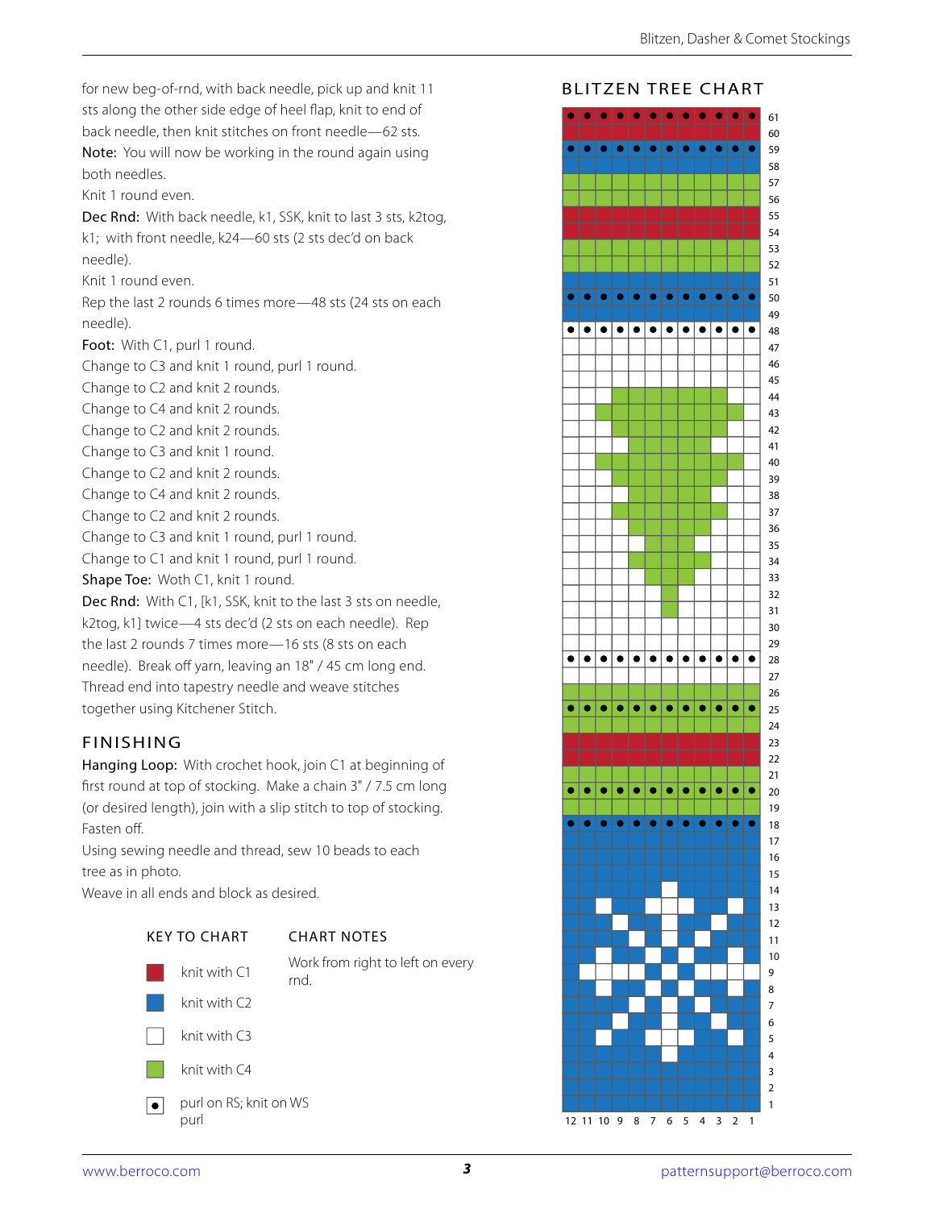for new beg-of-rnd, with back needle, pick up and knit 11 sts along the other side edge of heel flap, knit to end of back needle, then knit stitches on front needle—62 sts.

**Note:** You will now be working in the round again using both needles.

Knit 1 round even.

**Dec Rnd:** With back needle, k1, SSK, knit to last 3 sts, k2tog, k1; with front needle, k24—60 sts (2 sts dec'd on back needle).

Knit 1 round even.

Rep the last 2 rounds 6 times more—48 sts (24 sts on each needle).

**Foot:** With C1, purl 1 round.

Change to C3 and knit 1 round, purl 1 round.

Change to C2 and knit 2 rounds.

Change to C4 and knit 2 rounds.

Change to C2 and knit 2 rounds.

Change to C3 and knit 1 round.

Change to C2 and knit 2 rounds.

Change to C4 and knit 2 rounds.

Change to C2 and knit 2 rounds.

Change to C3 and knit 1 round, purl 1 round.

Change to C1 and knit 1 round, purl 1 round.

**Shape Toe:** Woth C1, knit 1 round.

**Dec Rnd:** With C1, [k1, SSK, knit to the last 3 sts on needle, k2tog, k1] twice—4 sts dec'd (2 sts on each needle). Rep the last 2 rounds 7 times more—16 sts (8 sts on each needle). Break off yarn, leaving an 18" / 45 cm long end. Thread end into tapestry needle and weave stitches together using Kitchener Stitch.

## FINISHING

**Hanging Loop:** With crochet hook, join C1 at beginning of first round at top of stocking. Make a chain 3" / 7.5 cm long (or desired length), join with a slip stitch to top of stocking. Fasten off.

Using sewing needle and thread, sew 10 beads to each tree as in photo.

Weave in all ends and block as desired.

### KEY TO CHART

knit with C1

knit with C2

knit with C3

knit with C4

purl on RS; knit on WS
purl

### CHART NOTES

Work from right to left on every rnd.

## BLITZEN TREE CHART

61 60 59 58 57 56 55 54 53 52 51 50 49 48 47 46 45 44 43 42 41 40 39 38 37 36 35 34 33 32 31 30 29 28 27 26 25 24 23 22 21 20 19 18 17 16 15 14 13 12 11 10 9 8 7 6 5 4 3 2 1

12 11 10 9 8 7 6 5 4 3 2 1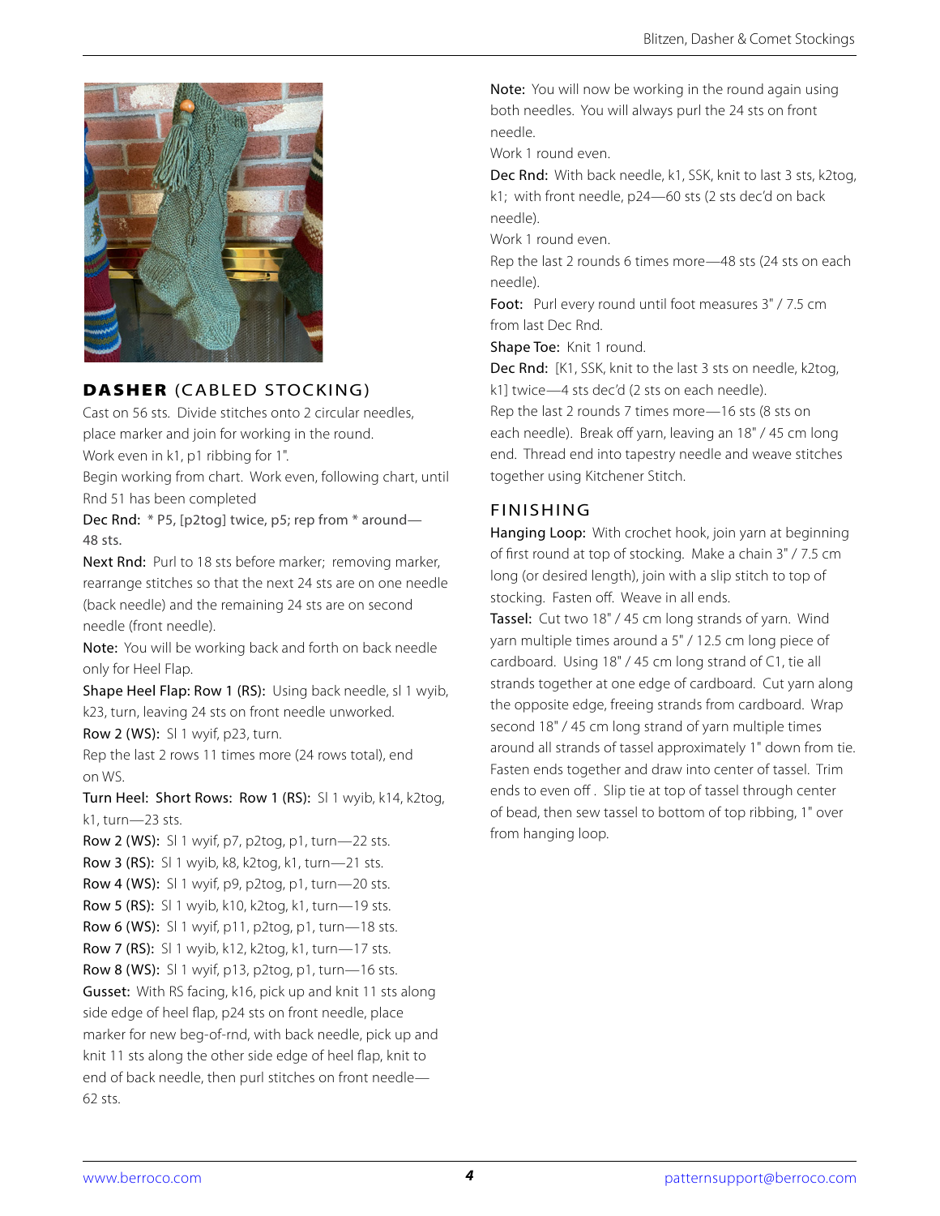## DASHER (CABLED STOCKING)

Cast on 56 sts. Divide stitches onto 2 circular needles, place marker and join for working in the round.

Work even in k1, p1 ribbing for 1".

Begin working from chart. Work even, following chart, until Rnd 51 has been completed

**Dec Rnd:** * P5, [p2tog] twice, p5; rep from * around—48 sts.

**Next Rnd:** Purl to 18 sts before marker; removing marker, rearrange stitches so that the next 24 sts are on one needle (back needle) and the remaining 24 sts are on second needle (front needle).

**Note:** You will be working back and forth on back needle only for Heel Flap.

**Shape Heel Flap: Row 1 (RS):** Using back needle, sl 1 wyib, k23, turn, leaving 24 sts on front needle unworked.

**Row 2 (WS):** Sl 1 wyif, p23, turn.

Rep the last 2 rows 11 times more (24 rows total), end on WS.

**Turn Heel: Short Rows: Row 1 (RS):** Sl 1 wyib, k14, k2tog, k1, turn—23 sts.

**Row 2 (WS):** Sl 1 wyif, p7, p2tog, p1, turn—22 sts.

**Row 3 (RS):** Sl 1 wyib, k8, k2tog, k1, turn—21 sts.

**Row 4 (WS):** Sl 1 wyif, p9, p2tog, p1, turn—20 sts.

**Row 5 (RS):** Sl 1 wyib, k10, k2tog, k1, turn—19 sts.

**Row 6 (WS):** Sl 1 wyif, p11, p2tog, p1, turn—18 sts.

**Row 7 (RS):** Sl 1 wyib, k12, k2tog, k1, turn—17 sts.

**Row 8 (WS):** Sl 1 wyif, p13, p2tog, p1, turn—16 sts.

**Gusset:** With RS facing, k16, pick up and knit 11 sts along side edge of heel flap, p24 sts on front needle, place marker for new beg-of-rnd, with back needle, pick up and knit 11 sts along the other side edge of heel flap, knit to end of back needle, then purl stitches on front needle—62 sts.

**Note:** You will now be working in the round again using both needles. You will always purl the 24 sts on front needle.

Work 1 round even.

**Dec Rnd:** With back needle, k1, SSK, knit to last 3 sts, k2tog, k1; with front needle, p24—60 sts (2 sts dec'd on back needle).

Work 1 round even.

Rep the last 2 rounds 6 times more—48 sts (24 sts on each needle).

**Foot:** Purl every round until foot measures 3" / 7.5 cm from last Dec Rnd.

**Shape Toe:** Knit 1 round.

**Dec Rnd:** [K1, SSK, knit to the last 3 sts on needle, k2tog, k1] twice—4 sts dec'd (2 sts on each needle).

Rep the last 2 rounds 7 times more—16 sts (8 sts on each needle). Break off yarn, leaving an 18" / 45 cm long end. Thread end into tapestry needle and weave stitches together using Kitchener Stitch.

## FINISHING

**Hanging Loop:** With crochet hook, join yarn at beginning of first round at top of stocking. Make a chain 3" / 7.5 cm long (or desired length), join with a slip stitch to top of stocking. Fasten off. Weave in all ends.

**Tassel:** Cut two 18" / 45 cm long strands of yarn. Wind yarn multiple times around a 5" / 12.5 cm long piece of cardboard. Using 18" / 45 cm long strand of C1, tie all strands together at one edge of cardboard. Cut yarn along the opposite edge, freeing strands from cardboard. Wrap second 18" / 45 cm long strand of yarn multiple times around all strands of tassel approximately 1" down from tie. Fasten ends together and draw into center of tassel. Trim ends to even off . Slip tie at top of tassel through center of bead, then sew tassel to bottom of top ribbing, 1" over from hanging loop.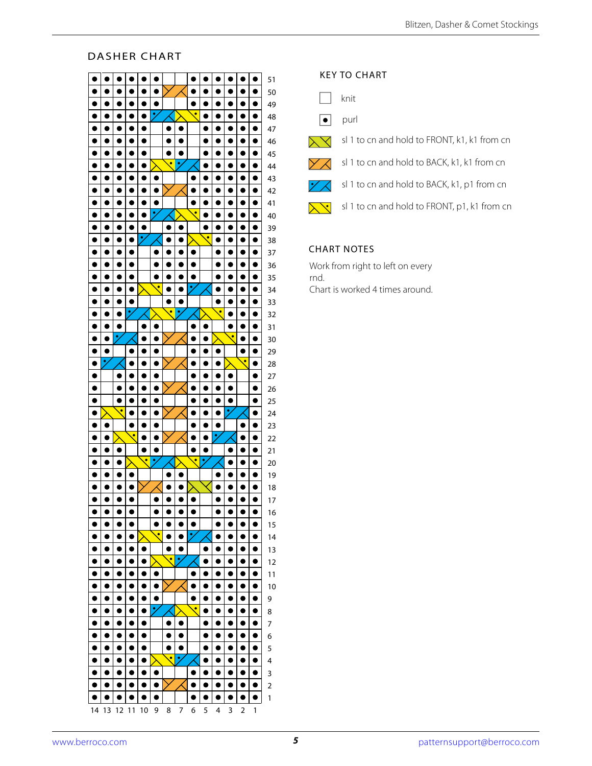## DASHER CHART

51
50
49
48
47
46
45
44
43
42
41
40
39
38
37
36
35
34
33
32
31
30
29
28
27
26
25
24
23
22
21
20
19
18
17
16
15
14
13
12
11
10
9
8
7
6
5
4
3
2
1

14 13 12 11 10 9 8 7 6 5 4 3 2 1

### KEY TO CHART

knit

purl

sl 1 to cn and hold to FRONT, k1, k1 from cn

sl 1 to cn and hold to BACK, k1, k1 from cn

sl 1 to cn and hold to BACK, k1, p1 from cn

sl 1 to cn and hold to FRONT, p1, k1 from cn

### CHART NOTES

Work from right to left on every rnd.
Chart is worked 4 times around.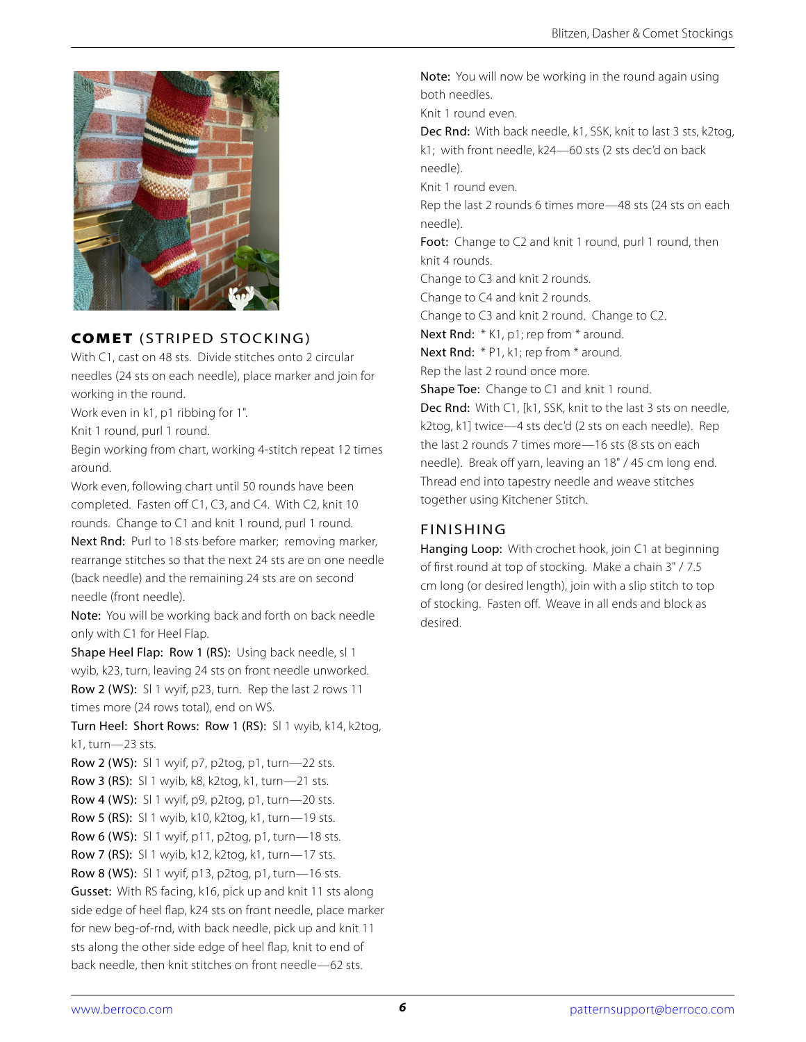## COMET (STRIPED STOCKING)

With C1, cast on 48 sts. Divide stitches onto 2 circular needles (24 sts on each needle), place marker and join for working in the round.

Work even in k1, p1 ribbing for 1".

Knit 1 round, purl 1 round.

Begin working from chart, working 4-stitch repeat 12 times around.

Work even, following chart until 50 rounds have been completed. Fasten off C1, C3, and C4. With C2, knit 10 rounds. Change to C1 and knit 1 round, purl 1 round.

**Next Rnd:** Purl to 18 sts before marker; removing marker, rearrange stitches so that the next 24 sts are on one needle (back needle) and the remaining 24 sts are on second needle (front needle).

**Note:** You will be working back and forth on back needle only with C1 for Heel Flap.

**Shape Heel Flap: Row 1 (RS):** Using back needle, sl 1 wyib, k23, turn, leaving 24 sts on front needle unworked.

**Row 2 (WS):** Sl 1 wyif, p23, turn. Rep the last 2 rows 11 times more (24 rows total), end on WS.

**Turn Heel: Short Rows: Row 1 (RS):** Sl 1 wyib, k14, k2tog, k1, turn—23 sts.

**Row 2 (WS):** Sl 1 wyif, p7, p2tog, p1, turn—22 sts.

**Row 3 (RS):** Sl 1 wyib, k8, k2tog, k1, turn—21 sts.

**Row 4 (WS):** Sl 1 wyif, p9, p2tog, p1, turn—20 sts.

**Row 5 (RS):** Sl 1 wyib, k10, k2tog, k1, turn—19 sts.

**Row 6 (WS):** Sl 1 wyif, p11, p2tog, p1, turn—18 sts.

**Row 7 (RS):** Sl 1 wyib, k12, k2tog, k1, turn—17 sts.

**Row 8 (WS):** Sl 1 wyif, p13, p2tog, p1, turn—16 sts.

**Gusset:** With RS facing, k16, pick up and knit 11 sts along side edge of heel flap, k24 sts on front needle, place marker for new beg-of-rnd, with back needle, pick up and knit 11 sts along the other side edge of heel flap, knit to end of back needle, then knit stitches on front needle—62 sts.

**Note:** You will now be working in the round again using both needles.

Knit 1 round even.

**Dec Rnd:** With back needle, k1, SSK, knit to last 3 sts, k2tog, k1; with front needle, k24—60 sts (2 sts dec'd on back needle).

Knit 1 round even.

Rep the last 2 rounds 6 times more—48 sts (24 sts on each needle).

**Foot:** Change to C2 and knit 1 round, purl 1 round, then knit 4 rounds.

Change to C3 and knit 2 rounds.

Change to C4 and knit 2 rounds.

Change to C3 and knit 2 round. Change to C2.

**Next Rnd:** * K1, p1; rep from * around.

**Next Rnd:** * P1, k1; rep from * around.

Rep the last 2 round once more.

**Shape Toe:** Change to C1 and knit 1 round.

**Dec Rnd:** With C1, [k1, SSK, knit to the last 3 sts on needle, k2tog, k1] twice—4 sts dec'd (2 sts on each needle). Rep the last 2 rounds 7 times more—16 sts (8 sts on each needle). Break off yarn, leaving an 18" / 45 cm long end. Thread end into tapestry needle and weave stitches together using Kitchener Stitch.

## FINISHING

**Hanging Loop:** With crochet hook, join C1 at beginning of first round at top of stocking. Make a chain 3" / 7.5 cm long (or desired length), join with a slip stitch to top of stocking. Fasten off. Weave in all ends and block as desired.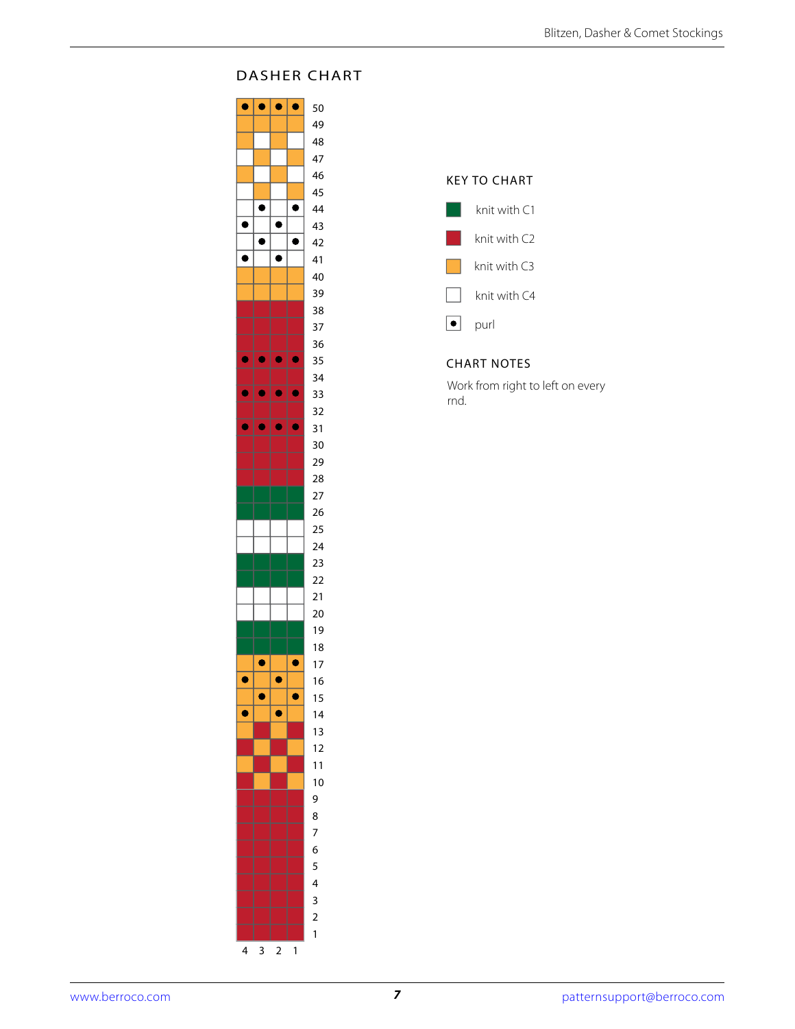## DASHER CHART

50
49
48
47
46
45
44
43
42
41
40
39
38
37
36
35
34
33
32
31
30
29
28
27
26
25
24
23
22
21
20
19
18
17
16
15
14
13
12
11
10
9
8
7
6
5
4
3
2
1

4 3 2 1

### KEY TO CHART

knit with C1

knit with C2

knit with C3

knit with C4

purl

### CHART NOTES

Work from right to left on every rnd.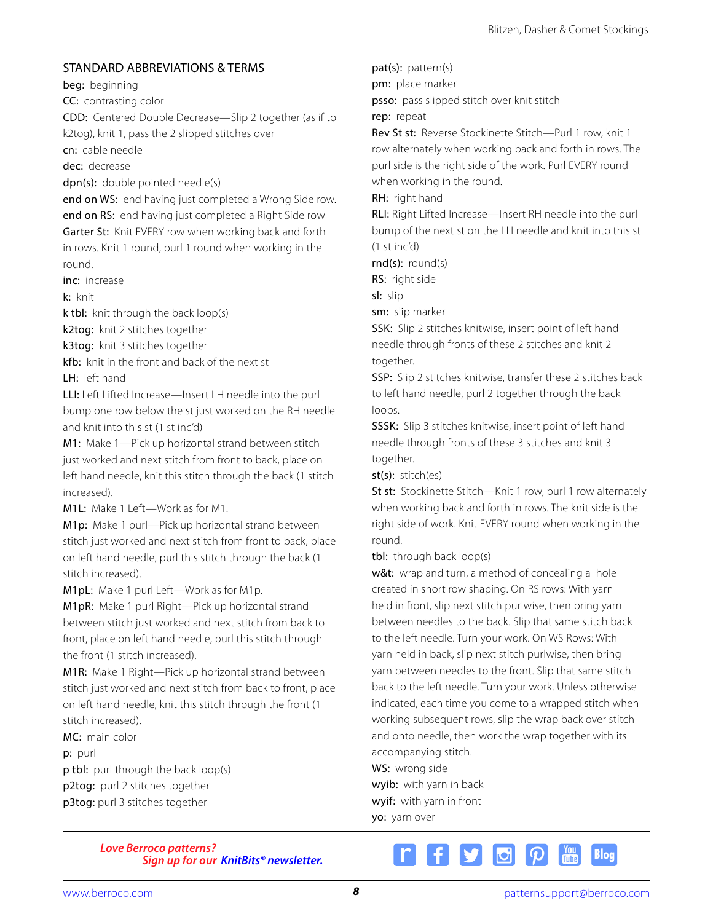## STANDARD ABBREVIATIONS & TERMS

**beg:** beginning

**CC:** contrasting color

**CDD:** Centered Double Decrease—Slip 2 together (as if to k2tog), knit 1, pass the 2 slipped stitches over

**cn:** cable needle

**dec:** decrease

**dpn(s):** double pointed needle(s)

**end on WS:** end having just completed a Wrong Side row.

**end on RS:** end having just completed a Right Side row

**Garter St:** Knit EVERY row when working back and forth in rows. Knit 1 round, purl 1 round when working in the round.

**inc:** increase

**k:** knit

**k tbl:** knit through the back loop(s)

**k2tog:** knit 2 stitches together

**k3tog:** knit 3 stitches together

**kfb:** knit in the front and back of the next st

**LH:** left hand

**LLI:** Left Lifted Increase—Insert LH needle into the purl bump one row below the st just worked on the RH needle and knit into this st (1 st inc'd)

**M1:** Make 1—Pick up horizontal strand between stitch just worked and next stitch from front to back, place on left hand needle, knit this stitch through the back (1 stitch increased).

**M1L:** Make 1 Left—Work as for M1.

**M1p:** Make 1 purl—Pick up horizontal strand between stitch just worked and next stitch from front to back, place on left hand needle, purl this stitch through the back (1 stitch increased).

**M1pL:** Make 1 purl Left—Work as for M1p.

**M1pR:** Make 1 purl Right—Pick up horizontal strand between stitch just worked and next stitch from back to front, place on left hand needle, purl this stitch through the front (1 stitch increased).

**M1R:** Make 1 Right—Pick up horizontal strand between stitch just worked and next stitch from back to front, place on left hand needle, knit this stitch through the front (1 stitch increased).

**MC:** main color

**p:** purl

**p tbl:** purl through the back loop(s)

**p2tog:** purl 2 stitches together

**p3tog:** purl 3 stitches together

**pat(s):** pattern(s)

**pm:** place marker

**psso:** pass slipped stitch over knit stitch

**rep:** repeat

**Rev St st:** Reverse Stockinette Stitch—Purl 1 row, knit 1 row alternately when working back and forth in rows. The purl side is the right side of the work. Purl EVERY round when working in the round.

**RH:** right hand

**RLI:** Right Lifted Increase—Insert RH needle into the purl bump of the next st on the LH needle and knit into this st (1 st inc'd)

**rnd(s):** round(s)

**RS:** right side

**sl:** slip

**sm:** slip marker

**SSK:** Slip 2 stitches knitwise, insert point of left hand needle through fronts of these 2 stitches and knit 2 together.

**SSP:** Slip 2 stitches knitwise, transfer these 2 stitches back to left hand needle, purl 2 together through the back loops.

**SSSK:** Slip 3 stitches knitwise, insert point of left hand needle through fronts of these 3 stitches and knit 3 together.

**st(s):** stitch(es)

**St st:** Stockinette Stitch—Knit 1 row, purl 1 row alternately when working back and forth in rows. The knit side is the right side of work. Knit EVERY round when working in the round.

**tbl:** through back loop(s)

**w&t:** wrap and turn, a method of concealing a hole created in short row shaping. On RS rows: With yarn held in front, slip next stitch purlwise, then bring yarn between needles to the back. Slip that same stitch back to the left needle. Turn your work. On WS Rows: With yarn held in back, slip next stitch purlwise, then bring yarn between needles to the front. Slip that same stitch back to the left needle. Turn your work. Unless otherwise indicated, each time you come to a wrapped stitch when working subsequent rows, slip the wrap back over stitch and onto needle, then work the wrap together with its accompanying stitch.

**WS:** wrong side

**wyib:** with yarn in back

**wyif:** with yarn in front

**yo:** yarn over

***Love Berroco patterns? Sign up for our KnitBits® newsletter.***

www.berroco.com patternsupport@berroco.com